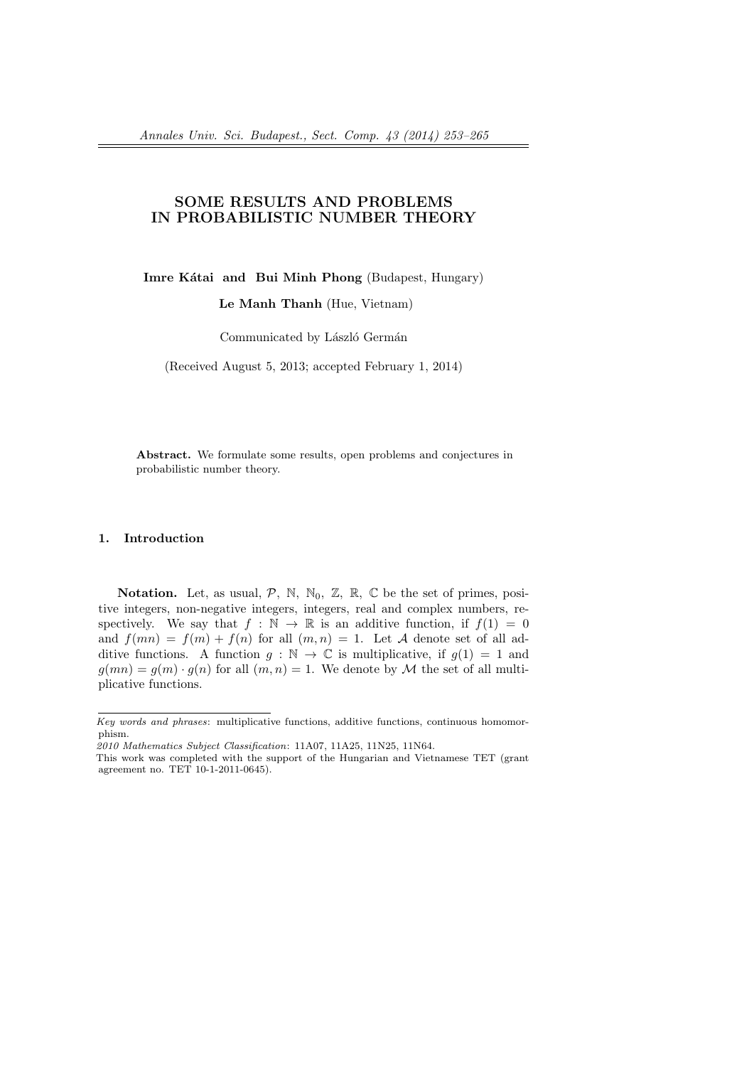# SOME RESULTS AND PROBLEMS IN PROBABILISTIC NUMBER THEORY

**Imre Kátai** and **Bui Minh Phong** (Budapest, Hungary)

**Le Manh Thanh** (Hue, Vietnam)

Communicated by László Germán

(Received August 5, 2013; accepted February 1, 2014)

**Abstract.** We formulate some results, open problems and conjectures in probabilistic number theory.

## 1. Introduction

**Notation.** Let, as usual, $\mathcal{P}$, $\mathbb{N}$, $\mathbb{N}_0$, $\mathbb{Z}$, $\mathbb{R}$, $\mathbb{C}$ be the set of primes, positive integers, non-negative integers, integers, real and complex numbers, respectively. We say that $f : \mathbb{N} \to \mathbb{R}$ is an additive function, if $f(1) = 0$ and $f(mn) = f(m) + f(n)$ for all $(m, n) = 1$. Let $\mathcal{A}$ denote set of all additive functions. A function $g : \mathbb{N} \to \mathbb{C}$ is multiplicative, if $g(1) = 1$ and $g(mn) = g(m) \cdot g(n)$ for all $(m, n) = 1$. We denote by $\mathcal{M}$ the set of all multiplicative functions.

---

*Key words and phrases*: multiplicative functions, additive functions, continuous homomorphism.

*2010 Mathematics Subject Classification*: 11A07, 11A25, 11N25, 11N64.

This work was completed with the support of the Hungarian and Vietnamese TET (grant agreement no. TET 10-1-2011-0645).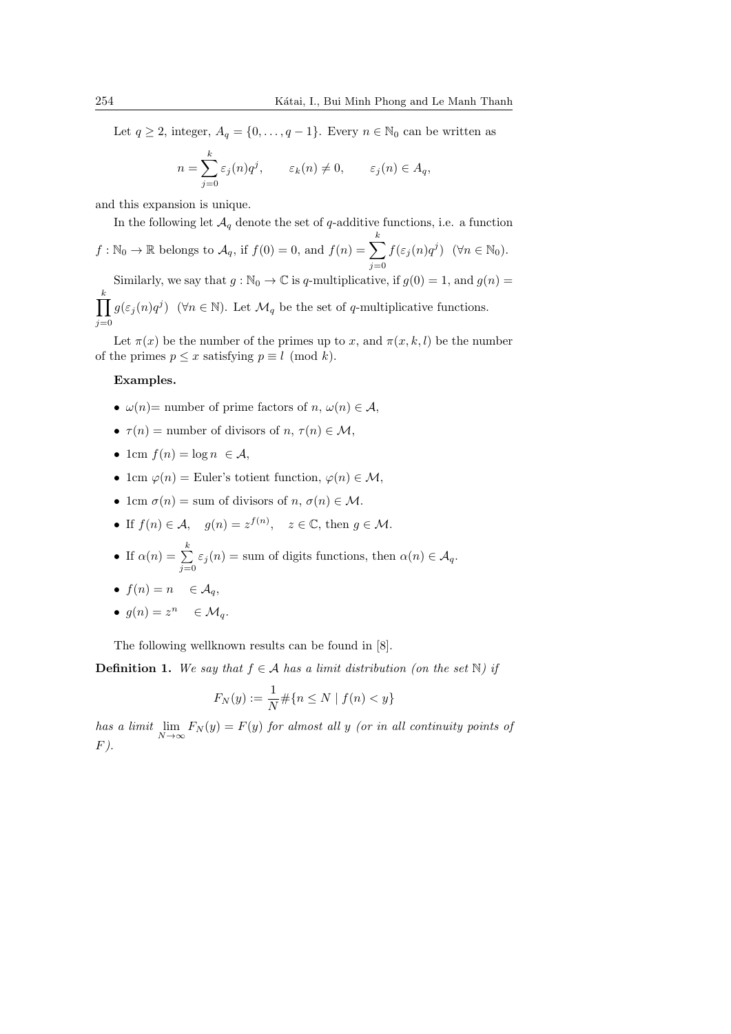Let $q \geq 2$, integer, $A_q = \{0, \dots, q-1\}$. Every $n \in \mathbb{N}_0$ can be written as

$$n = \sum_{j=0}^{k} \varepsilon_j(n) q^j, \qquad \varepsilon_k(n) \neq 0, \qquad \varepsilon_j(n) \in A_q,$$

and this expansion is unique.

In the following let $\mathcal{A}_q$ denote the set of $q$-additive functions, i.e. a function $f : \mathbb{N}_0 \to \mathbb{R}$ belongs to $\mathcal{A}_q$, if $f(0) = 0$, and $f(n) = \sum_{j=0}^{k} f(\varepsilon_j(n) q^j)$ $(\forall n \in \mathbb{N}_0)$.

Similarly, we say that $g : \mathbb{N}_0 \to \mathbb{C}$ is $q$-multiplicative, if $g(0) = 1$, and $g(n) = \prod_{j=0}^{k} g(\varepsilon_j(n) q^j)$ $(\forall n \in \mathbb{N})$. Let $\mathcal{M}_q$ be the set of $q$-multiplicative functions.

Let $\pi(x)$ be the number of the primes up to $x$, and $\pi(x, k, l)$ be the number of the primes $p \leq x$ satisfying $p \equiv l \pmod{k}$.

**Examples.**

- $\omega(n)$= number of prime factors of $n$, $\omega(n) \in \mathcal{A}$,
- $\tau(n)$ = number of divisors of $n$, $\tau(n) \in \mathcal{M}$,
- 1cm $f(n) = \log n \ \in \mathcal{A}$,
- 1cm $\varphi(n)$ = Euler's totient function, $\varphi(n) \in \mathcal{M}$,
- 1cm $\sigma(n)$ = sum of divisors of $n$, $\sigma(n) \in \mathcal{M}$.
- If $f(n) \in \mathcal{A}$, $\quad g(n) = z^{f(n)}$, $\quad z \in \mathbb{C}$, then $g \in \mathcal{M}$.
- If $\alpha(n) = \sum_{j=0}^{k} \varepsilon_j(n)$ = sum of digits functions, then $\alpha(n) \in \mathcal{A}_q$.
- $f(n) = n \quad \in \mathcal{A}_q$,
- $g(n) = z^n \quad \in \mathcal{M}_q$.

The following wellknown results can be found in [8].

**Definition 1.** *We say that $f \in \mathcal{A}$ has a limit distribution (on the set $\mathbb{N}$) if*

$$F_N(y) := \frac{1}{N} \#\{n \leq N \mid f(n) < y\}$$

*has a limit $\lim_{N \to \infty} F_N(y) = F(y)$ for almost all $y$ (or in all continuity points of $F$).*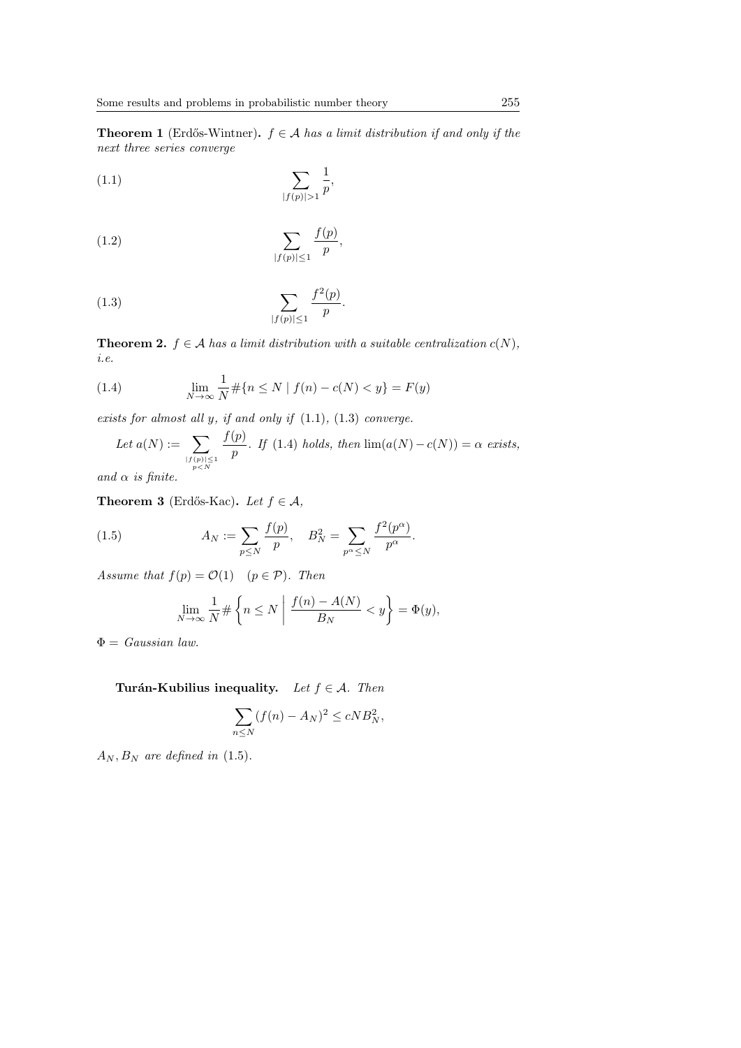**Theorem 1** (Erdős-Wintner)**.** *$f \in \mathcal{A}$ has a limit distribution if and only if the next three series converge*

$$\sum_{|f(p)|>1} \frac{1}{p}, \tag{1.1}$$

$$\sum_{|f(p)|\le 1} \frac{f(p)}{p}, \tag{1.2}$$

$$\sum_{|f(p)|\le 1} \frac{f^2(p)}{p}. \tag{1.3}$$

**Theorem 2.** *$f \in \mathcal{A}$ has a limit distribution with a suitable centralization $c(N)$, i.e.*

$$\lim_{N\to\infty} \frac{1}{N} \#\{n \le N \mid f(n) - c(N) < y\} = F(y) \tag{1.4}$$

*exists for almost all $y$, if and only if* (1.1), (1.3) *converge.*

*Let $a(N) := \displaystyle\sum_{\substack{|f(p)|\le 1 \\ p<N}} \frac{f(p)}{p}$. If* (1.4) *holds, then $\lim(a(N) - c(N)) = \alpha$ exists, and $\alpha$ is finite.*

**Theorem 3** (Erdős-Kac)**.** *Let $f \in \mathcal{A}$,*

$$A_N := \sum_{p\le N} \frac{f(p)}{p}, \quad B_N^2 = \sum_{p^\alpha \le N} \frac{f^2(p^\alpha)}{p^\alpha}. \tag{1.5}$$

*Assume that $f(p) = \mathcal{O}(1) \quad (p \in \mathcal{P})$. Then*

$$\lim_{N\to\infty} \frac{1}{N} \# \left\{ n \le N \;\middle|\; \frac{f(n) - A(N)}{B_N} < y \right\} = \Phi(y),$$

*$\Phi =$ Gaussian law.*

**Turán-Kubilius inequality.** *Let $f \in \mathcal{A}$. Then*

$$\sum_{n\le N} (f(n) - A_N)^2 \le cNB_N^2,$$

*$A_N, B_N$ are defined in* (1.5).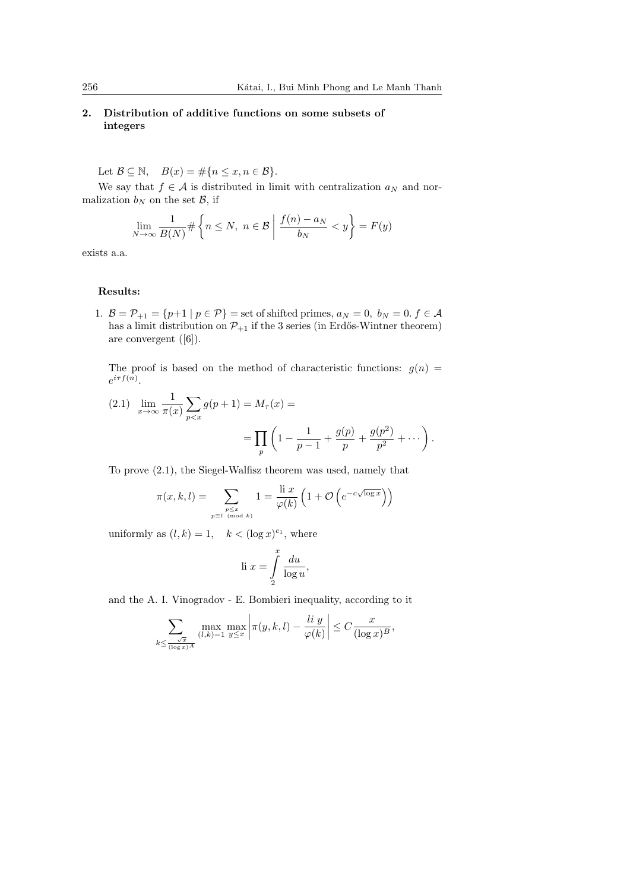## 2. Distribution of additive functions on some subsets of integers

Let $\mathcal{B} \subseteq \mathbb{N}$, $\quad B(x) = \#\{n \le x, n \in \mathcal{B}\}$.

We say that $f \in \mathcal{A}$ is distributed in limit with centralization $a_N$ and normalization $b_N$ on the set $\mathcal{B}$, if

$$\lim_{N\to\infty} \frac{1}{B(N)} \# \left\{ n \le N,\ n \in \mathcal{B} \;\middle|\; \frac{f(n) - a_N}{b_N} < y \right\} = F(y)$$

exists a.a.

**Results:**

1. $\mathcal{B} = \mathcal{P}_{+1} = \{p+1 \mid p \in \mathcal{P}\}$ = set of shifted primes, $a_N = 0$, $b_N = 0$. $f \in \mathcal{A}$ has a limit distribution on $\mathcal{P}_{+1}$ if the 3 series (in Erdős-Wintner theorem) are convergent ([6]).

   The proof is based on the method of characteristic functions: $g(n) = e^{i\tau f(n)}$.

$$\text{(2.1)} \quad \lim_{x\to\infty} \frac{1}{\pi(x)} \sum_{p<x} g(p+1) = M_\tau(x) = \prod_p \left( 1 - \frac{1}{p-1} + \frac{g(p)}{p} + \frac{g(p^2)}{p^2} + \cdots \right).$$

   To prove (2.1), the Siegel-Walfisz theorem was used, namely that

$$\pi(x,k,l) = \sum_{\substack{p \le x \\ p \equiv l \pmod{k}}} 1 = \frac{\text{li}\, x}{\varphi(k)} \left( 1 + \mathcal{O}\left( e^{-c\sqrt{\log x}} \right) \right)$$

   uniformly as $(l,k) = 1$, $\quad k < (\log x)^{c_1}$, where

$$\text{li}\, x = \int_2^x \frac{du}{\log u},$$

   and the A. I. Vinogradov - E. Bombieri inequality, according to it

$$\sum_{k \le \frac{\sqrt{x}}{(\log x)^A}} \max_{(l,k)=1} \max_{y \le x} \left| \pi(y,k,l) - \frac{li\ y}{\varphi(k)} \right| \le C \frac{x}{(\log x)^B},$$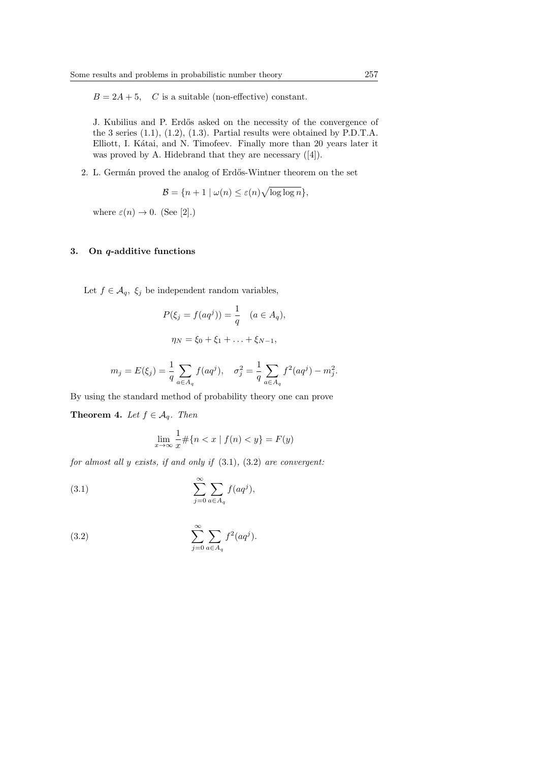$B = 2A + 5$, $C$ is a suitable (non-effective) constant.

J. Kubilius and P. Erdős asked on the necessity of the convergence of the 3 series (1.1), (1.2), (1.3). Partial results were obtained by P.D.T.A. Elliott, I. Kátai, and N. Timofeev. Finally more than 20 years later it was proved by A. Hidebrand that they are necessary ([4]).

2. L. Germán proved the analog of Erdős-Wintner theorem on the set

$$\mathcal{B} = \{n + 1 \mid \omega(n) \le \varepsilon(n)\sqrt{\log\log n}\},$$

where $\varepsilon(n) \to 0$. (See [2].)

### 3. On $q$-additive functions

Let $f \in \mathcal{A}_q$, $\xi_j$ be independent random variables,

$$P(\xi_j = f(aq^j)) = \frac{1}{q} \quad (a \in A_q),$$

$$\eta_N = \xi_0 + \xi_1 + \ldots + \xi_{N-1},$$

$$m_j = E(\xi_j) = \frac{1}{q}\sum_{a \in A_q} f(aq^j), \quad \sigma_j^2 = \frac{1}{q}\sum_{a \in A_q} f^2(aq^j) - m_j^2.$$

By using the standard method of probability theory one can prove

**Theorem 4.** *Let $f \in \mathcal{A}_q$. Then*

$$\lim_{x \to \infty} \frac{1}{x}\#\{n < x \mid f(n) < y\} = F(y)$$

*for almost all $y$ exists, if and only if* (3.1), (3.2) *are convergent:*

$$\sum_{j=0}^{\infty}\sum_{a \in A_q} f(aq^j), \tag{3.1}$$

$$\sum_{j=0}^{\infty}\sum_{a \in A_q} f^2(aq^j). \tag{3.2}$$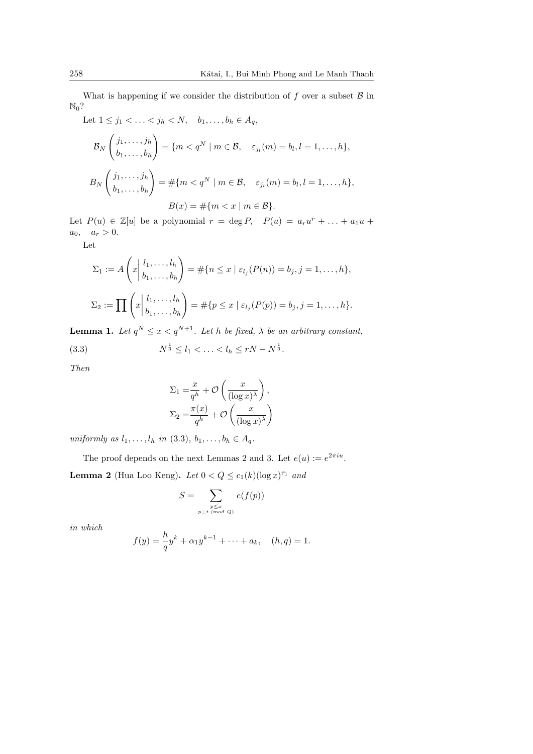What is happening if we consider the distribution of $f$ over a subset $\mathcal{B}$ in $\mathbb{N}_0$?

Let $1 \le j_1 < \ldots < j_h < N, \quad b_1, \ldots, b_h \in A_q$,

$$\mathcal{B}_N \begin{pmatrix} j_1, \ldots, j_h \\ b_1, \ldots, b_h \end{pmatrix} = \{m < q^N \mid m \in \mathcal{B}, \quad \varepsilon_{j_l}(m) = b_l, l = 1, \ldots, h\},$$

$$B_N \begin{pmatrix} j_1, \ldots, j_h \\ b_1, \ldots, b_h \end{pmatrix} = \#\{m < q^N \mid m \in \mathcal{B}, \quad \varepsilon_{j_l}(m) = b_l, l = 1, \ldots, h\},$$

$$B(x) = \#\{m < x \mid m \in \mathcal{B}\}.$$

Let $P(u) \in \mathbb{Z}[u]$ be a polynomial $r = \deg P, \quad P(u) = a_r u^r + \ldots + a_1 u + a_0, \quad a_r > 0$.

Let

$$\Sigma_1 := A\left(x \,\middle|\, \begin{matrix} l_1, \ldots, l_h \\ b_1, \ldots, b_h \end{matrix}\right) = \#\{n \le x \mid \varepsilon_{l_j}(P(n)) = b_j, j = 1, \ldots, h\},$$

$$\Sigma_2 := \prod \left(x \,\middle|\, \begin{matrix} l_1, \ldots, l_h \\ b_1, \ldots, b_h \end{matrix}\right) = \#\{p \le x \mid \varepsilon_{l_j}(P(p)) = b_j, j = 1, \ldots, h\}.$$

**Lemma 1.** *Let $q^N \le x < q^{N+1}$. Let $h$ be fixed, $\lambda$ be an arbitrary constant,*

$$N^{\frac{1}{3}} \le l_1 < \ldots < l_h \le rN - N^{\frac{1}{3}}. \tag{3.3}$$

*Then*

$$\Sigma_1 = \frac{x}{q^h} + \mathcal{O}\left(\frac{x}{(\log x)^\lambda}\right),$$
$$\Sigma_2 = \frac{\pi(x)}{q^h} + \mathcal{O}\left(\frac{x}{(\log x)^\lambda}\right)$$

*uniformly as $l_1, \ldots, l_h$ in (3.3), $b_1, \ldots, b_h \in A_q$.*

The proof depends on the next Lemmas 2 and 3. Let $e(u) := e^{2\pi i u}$.

**Lemma 2** (Hua Loo Keng)**.** *Let $0 < Q \le c_1(k)(\log x)^{\tau_1}$ and*

$$S = \sum_{\substack{p \le x \\ p \equiv t \pmod{Q}}} e(f(p))$$

*in which*

$$f(y) = \frac{h}{q} y^k + \alpha_1 y^{k-1} + \cdots + a_k, \quad (h, q) = 1.$$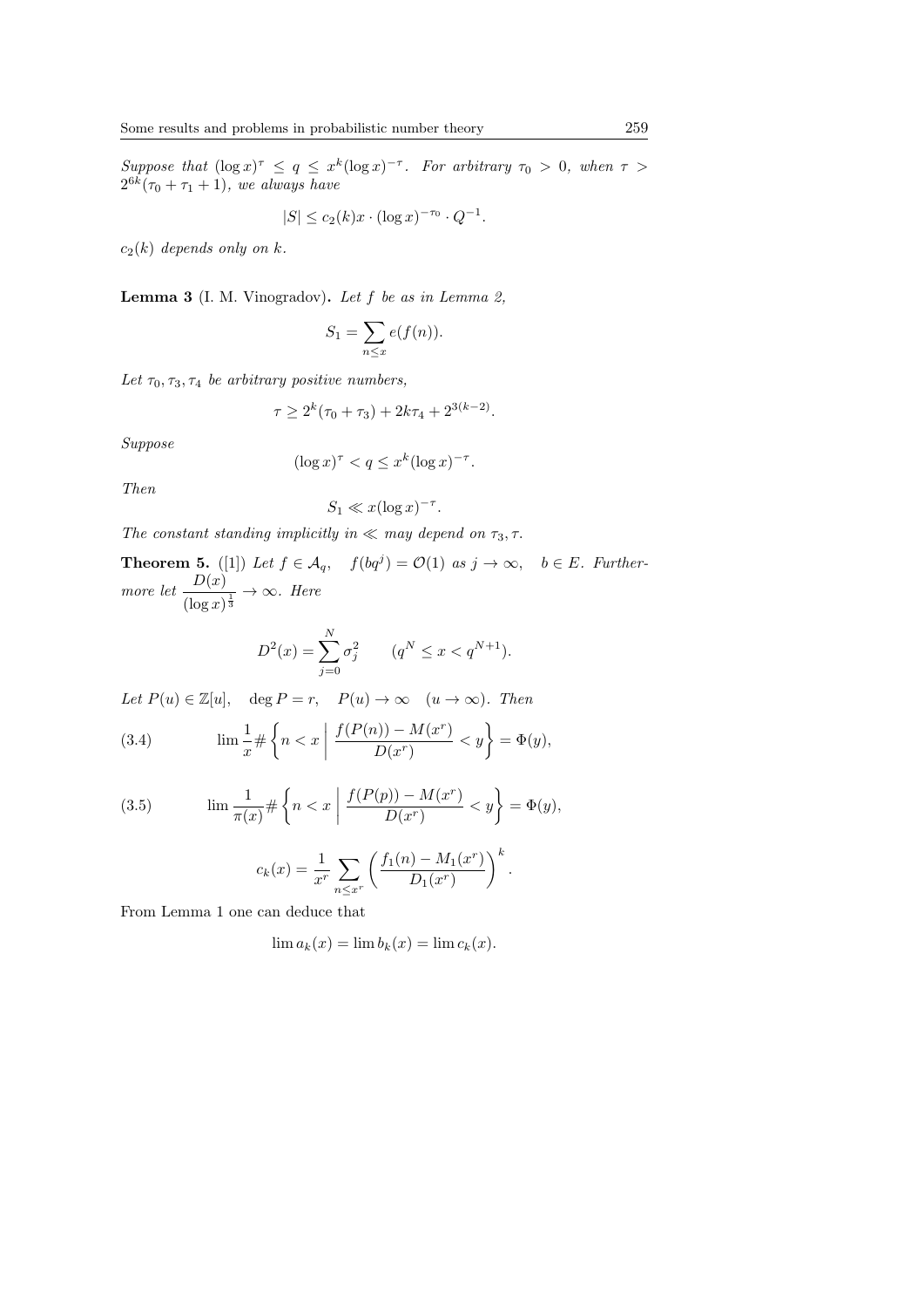*Suppose that* $(\log x)^\tau \leq q \leq x^k (\log x)^{-\tau}$. *For arbitrary* $\tau_0 > 0$, *when* $\tau > 2^{6k}(\tau_0 + \tau_1 + 1)$, *we always have*

$$|S| \leq c_2(k) x \cdot (\log x)^{-\tau_0} \cdot Q^{-1}.$$

$c_2(k)$ *depends only on* $k$.

**Lemma 3** (I. M. Vinogradov)**.** *Let* $f$ *be as in Lemma 2,*

$$S_1 = \sum_{n \leq x} e(f(n)).$$

*Let* $\tau_0, \tau_3, \tau_4$ *be arbitrary positive numbers,*

$$\tau \geq 2^k(\tau_0 + \tau_3) + 2k\tau_4 + 2^{3(k-2)}.$$

*Suppose*

$$(\log x)^\tau < q \leq x^k (\log x)^{-\tau}.$$

*Then*

$$S_1 \ll x(\log x)^{-\tau}.$$

*The constant standing implicitly in* $\ll$ *may depend on* $\tau_3, \tau$.

**Theorem 5.** ([1]) *Let* $f \in \mathcal{A}_q$, $\quad f(bq^j) = \mathcal{O}(1)$ *as* $j \to \infty$, $\quad b \in E$. *Furthermore let* $\dfrac{D(x)}{(\log x)^{\frac{1}{3}}} \to \infty$. *Here*

$$D^2(x) = \sum_{j=0}^{N} \sigma_j^2 \qquad (q^N \leq x < q^{N+1}).$$

*Let* $P(u) \in \mathbb{Z}[u]$, $\quad \deg P = r$, $\quad P(u) \to \infty \quad (u \to \infty)$. *Then*

$$\lim \frac{1}{x} \# \left\{ n < x \;\middle|\; \frac{f(P(n)) - M(x^r)}{D(x^r)} < y \right\} = \Phi(y), \tag{3.4}$$

$$\lim \frac{1}{\pi(x)} \# \left\{ n < x \;\middle|\; \frac{f(P(p)) - M(x^r)}{D(x^r)} < y \right\} = \Phi(y), \tag{3.5}$$

$$c_k(x) = \frac{1}{x^r} \sum_{n \leq x^r} \left( \frac{f_1(n) - M_1(x^r)}{D_1(x^r)} \right)^k.$$

From Lemma 1 one can deduce that

$$\lim a_k(x) = \lim b_k(x) = \lim c_k(x).$$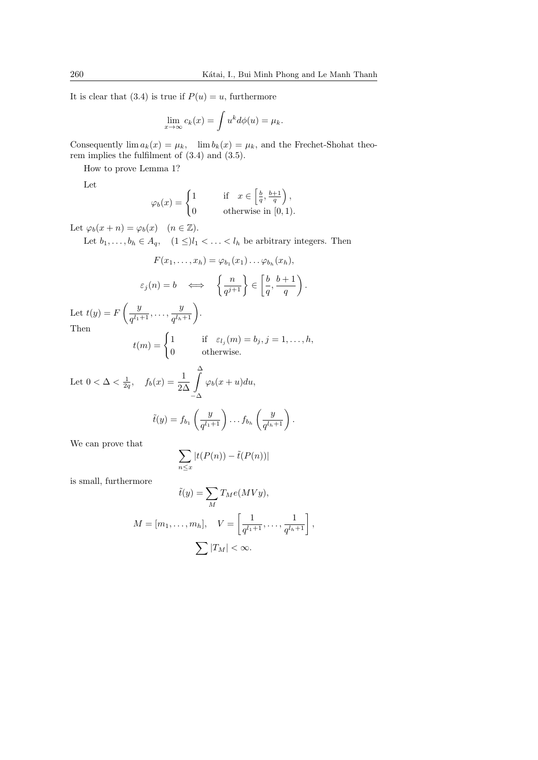It is clear that (3.4) is true if $P(u) = u$, furthermore

$$\lim_{x\to\infty} c_k(x) = \int u^k d\phi(u) = \mu_k.$$

Consequently $\lim a_k(x) = \mu_k$, $\quad \lim b_k(x) = \mu_k$, and the Frechet-Shohat theorem implies the fulfilment of (3.4) and (3.5).

How to prove Lemma 1?

Let

$$\varphi_b(x) = \begin{cases} 1 & \text{if} \quad x \in \left[\frac{b}{q}, \frac{b+1}{q}\right), \\ 0 & \text{otherwise in } [0,1). \end{cases}$$

Let $\varphi_b(x+n) = \varphi_b(x) \quad (n \in \mathbb{Z})$.

Let $b_1, \ldots, b_h \in A_q$, $\quad (1 \leq) l_1 < \ldots < l_h$ be arbitrary integers. Then

$$F(x_1, \ldots, x_h) = \varphi_{b_1}(x_1) \ldots \varphi_{b_h}(x_h),$$

$$\varepsilon_j(n) = b \quad \Longleftrightarrow \quad \left\{\frac{n}{q^{j+1}}\right\} \in \left[\frac{b}{q}, \frac{b+1}{q}\right).$$

Let $t(y) = F\left(\frac{y}{q^{l_1+1}}, \ldots, \frac{y}{q^{l_h+1}}\right)$.

Then

$$t(m) = \begin{cases} 1 & \text{if} \quad \varepsilon_{l_j}(m) = b_j, j = 1, \ldots, h, \\ 0 & \text{otherwise.} \end{cases}$$

Let $0 < \Delta < \frac{1}{2q}$, $\quad f_b(x) = \frac{1}{2\Delta} \int\limits_{-\Delta}^{\Delta} \varphi_b(x+u) du$,

$$\tilde{t}(y) = f_{b_1}\left(\frac{y}{q^{l_1+1}}\right) \ldots f_{b_h}\left(\frac{y}{q^{l_h+1}}\right).$$

We can prove that

$$\sum_{n \leq x} |t(P(n)) - \tilde{t}(P(n))|$$

is small, furthermore

$$\tilde{t}(y) = \sum_M T_M e(MVy),$$

$$M = [m_1, \ldots, m_h], \quad V = \left[\frac{1}{q^{l_1+1}}, \ldots, \frac{1}{q^{l_h+1}}\right],$$

$$\sum |T_M| < \infty.$$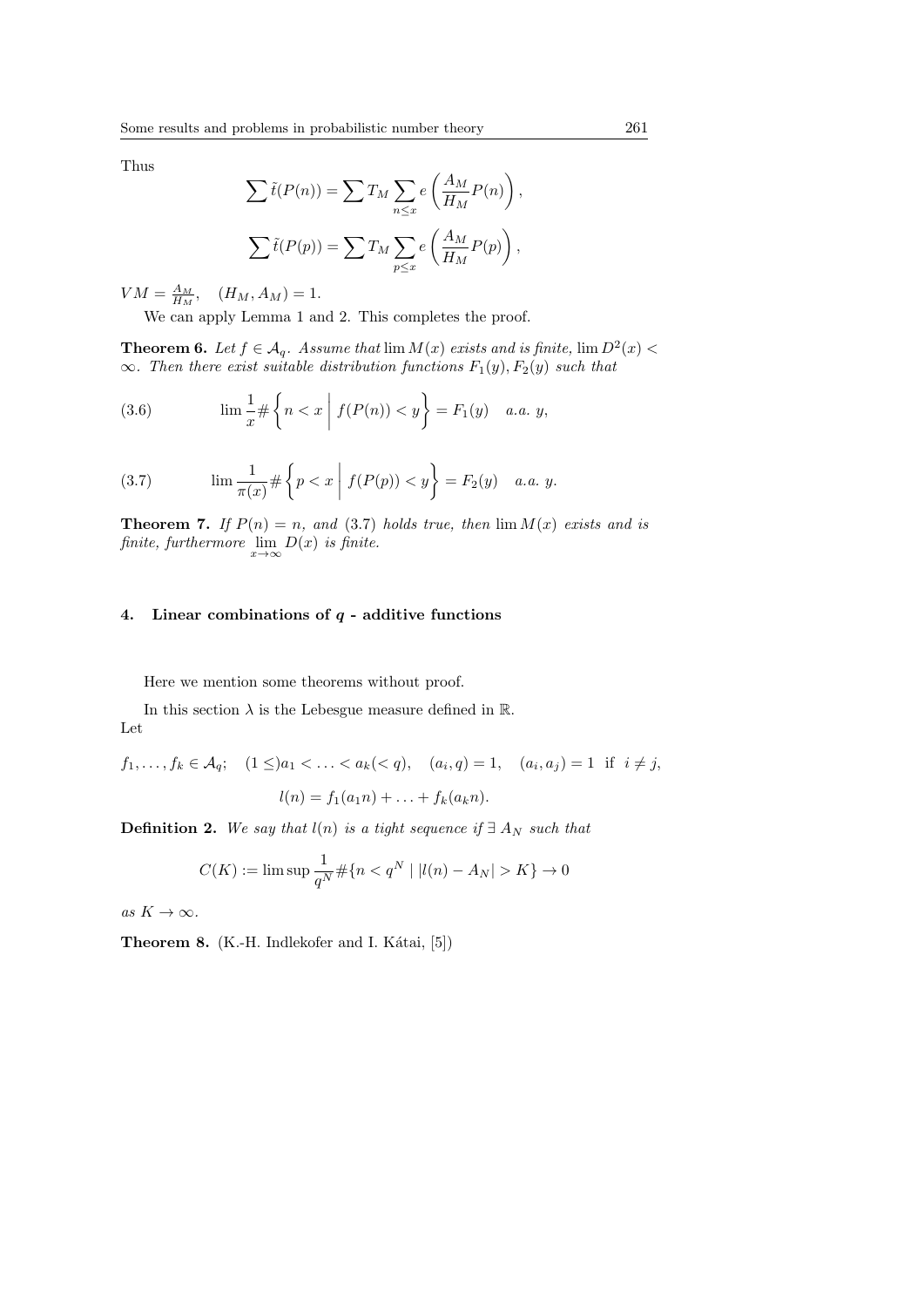Thus

$$\sum \tilde{t}(P(n)) = \sum T_M \sum_{n \le x} e\left(\frac{A_M}{H_M} P(n)\right),$$

$$\sum \tilde{t}(P(p)) = \sum T_M \sum_{p \le x} e\left(\frac{A_M}{H_M} P(p)\right),$$

$VM = \frac{A_M}{H_M}, \quad (H_M, A_M) = 1.$

We can apply Lemma 1 and 2. This completes the proof.

**Theorem 6.** *Let $f \in \mathcal{A}_q$. Assume that $\lim M(x)$ exists and is finite, $\lim D^2(x) < \infty$. Then there exist suitable distribution functions $F_1(y), F_2(y)$ such that*

$$\lim \frac{1}{x} \# \left\{ n < x \;\middle|\; f(P(n)) < y \right\} = F_1(y) \quad a.a.\ y, \tag{3.6}$$

$$\lim \frac{1}{\pi(x)} \# \left\{ p < x \;\middle|\; f(P(p)) < y \right\} = F_2(y) \quad a.a.\ y. \tag{3.7}$$

**Theorem 7.** *If $P(n) = n$, and (3.7) holds true, then $\lim M(x)$ exists and is finite, furthermore $\lim\limits_{x \to \infty} D(x)$ is finite.*

## 4. Linear combinations of $q$ - additive functions

Here we mention some theorems without proof.

In this section $\lambda$ is the Lebesgue measure defined in $\mathbb{R}$.

Let

$$f_1, \dots, f_k \in \mathcal{A}_q; \quad (1 \le) a_1 < \dots < a_k (< q), \quad (a_i, q) = 1, \quad (a_i, a_j) = 1 \;\text{ if }\; i \ne j,$$

$$l(n) = f_1(a_1 n) + \dots + f_k(a_k n).$$

**Definition 2.** *We say that $l(n)$ is a tight sequence if $\exists\, A_N$ such that*

$$C(K) := \limsup \frac{1}{q^N} \# \{ n < q^N \mid |l(n) - A_N| > K \} \to 0$$

*as $K \to \infty$.*

**Theorem 8.** (K.-H. Indlekofer and I. Kátai, [5])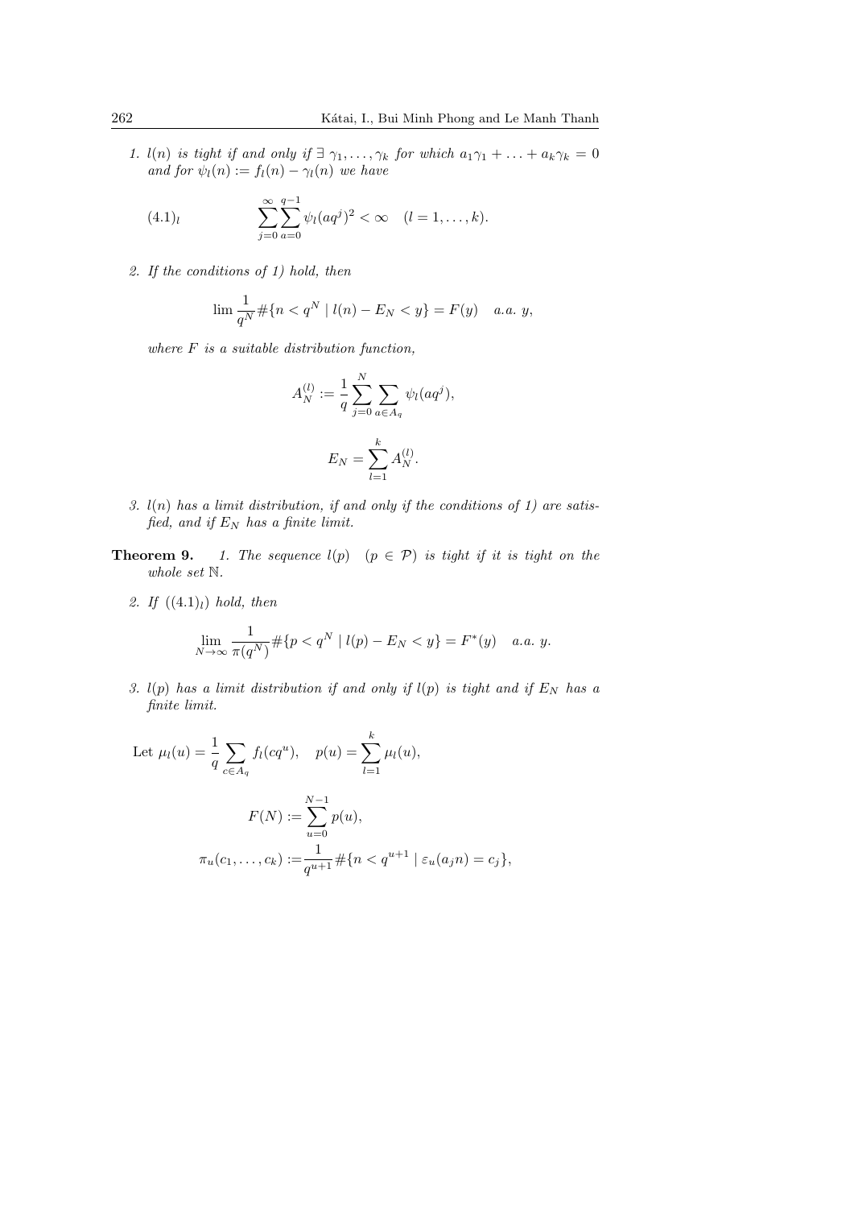1. *$l(n)$ is tight if and only if $\exists\ \gamma_1, \dots, \gamma_k$ for which $a_1\gamma_1 + \dots + a_k\gamma_k = 0$ and for $\psi_l(n) := f_l(n) - \gamma_l(n)$ we have*

$$(4.1)_l \qquad \sum_{j=0}^{\infty} \sum_{a=0}^{q-1} \psi_l(aq^j)^2 < \infty \quad (l = 1, \dots, k).$$

2. *If the conditions of 1) hold, then*

$$\lim \frac{1}{q^N} \#\{n < q^N \mid l(n) - E_N < y\} = F(y) \quad a.a.\ y,$$

*where $F$ is a suitable distribution function,*

$$A_N^{(l)} := \frac{1}{q} \sum_{j=0}^{N} \sum_{a \in A_q} \psi_l(aq^j),$$

$$E_N = \sum_{l=1}^{k} A_N^{(l)}.$$

3. *$l(n)$ has a limit distribution, if and only if the conditions of 1) are satisfied, and if $E_N$ has a finite limit.*

**Theorem 9.** *1. The sequence $l(p)$ $(p \in \mathcal{P})$ is tight if it is tight on the whole set $\mathbb{N}$.*

*2. If $((4.1)_l)$ hold, then*

$$\lim_{N \to \infty} \frac{1}{\pi(q^N)} \#\{p < q^N \mid l(p) - E_N < y\} = F^*(y) \quad a.a.\ y.$$

*3. $l(p)$ has a limit distribution if and only if $l(p)$ is tight and if $E_N$ has a finite limit.*

Let $\mu_l(u) = \frac{1}{q} \sum_{c \in A_q} f_l(cq^u), \quad p(u) = \sum_{l=1}^{k} \mu_l(u),$

$$F(N) := \sum_{u=0}^{N-1} p(u),$$

$$\pi_u(c_1, \dots, c_k) := \frac{1}{q^{u+1}} \#\{n < q^{u+1} \mid \varepsilon_u(a_j n) = c_j\},$$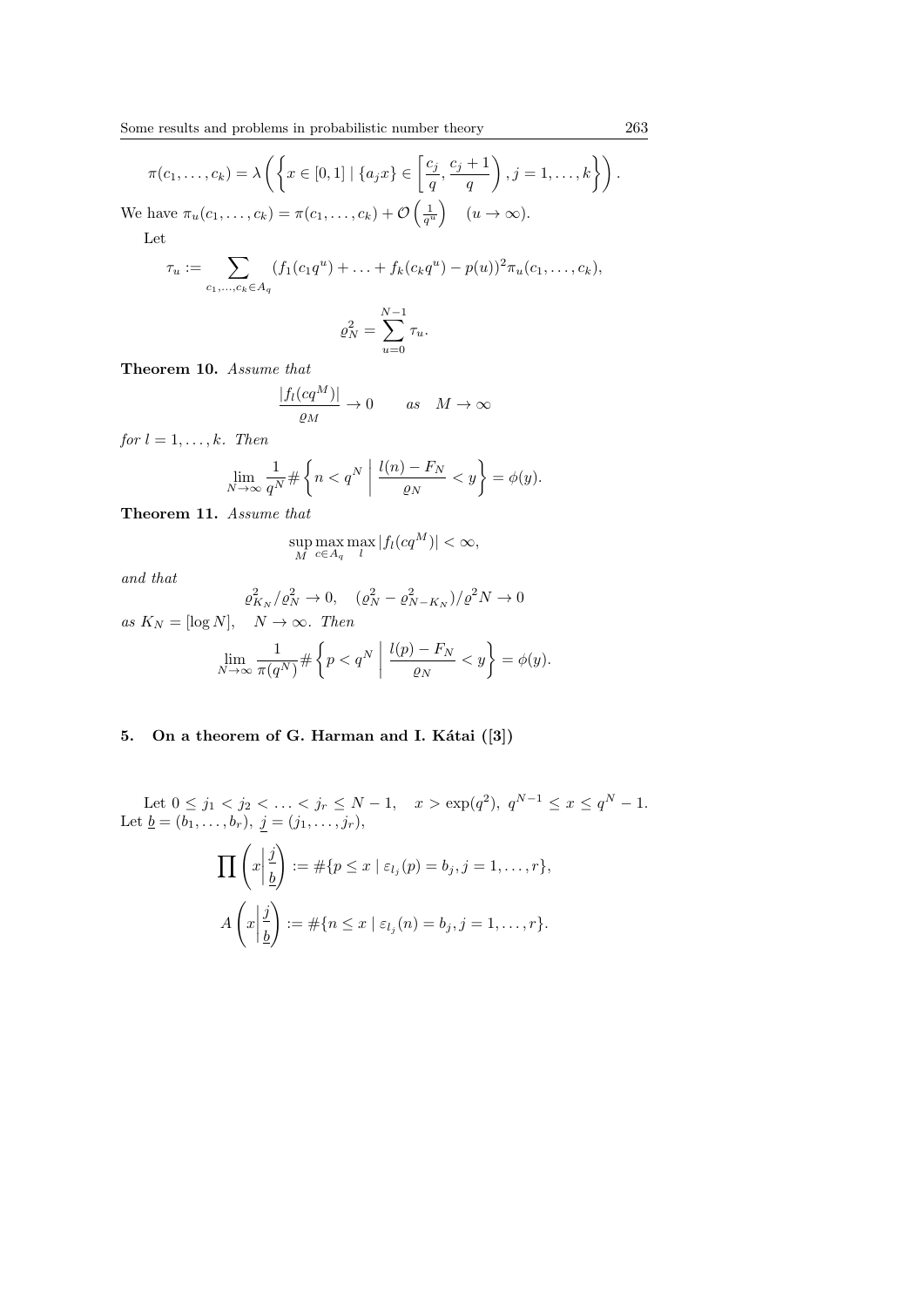$$\pi(c_1,\ldots,c_k) = \lambda\left(\left\{x \in [0,1] \mid \{a_j x\} \in \left[\frac{c_j}{q}, \frac{c_j+1}{q}\right), j = 1,\ldots,k\right\}\right).$$

We have $\pi_u(c_1,\ldots,c_k) = \pi(c_1,\ldots,c_k) + \mathcal{O}\left(\frac{1}{q^u}\right) \quad (u \to \infty)$.

Let

$$\tau_u := \sum_{c_1,\ldots,c_k \in A_q} (f_1(c_1 q^u) + \ldots + f_k(c_k q^u) - p(u))^2 \pi_u(c_1,\ldots,c_k),$$

$$\varrho_N^2 = \sum_{u=0}^{N-1} \tau_u.$$

**Theorem 10.** *Assume that*

$$\frac{|f_l(cq^M)|}{\varrho_M} \to 0 \qquad as \quad M \to \infty$$

*for* $l = 1,\ldots,k$. *Then*

$$\lim_{N\to\infty} \frac{1}{q^N} \#\left\{n < q^N \;\middle|\; \frac{l(n) - F_N}{\varrho_N} < y\right\} = \phi(y).$$

**Theorem 11.** *Assume that*

$$\sup_M \max_{c \in A_q} \max_l |f_l(cq^M)| < \infty,$$

*and that*

$$\varrho_{K_N}^2/\varrho_N^2 \to 0, \quad (\varrho_N^2 - \varrho_{N-K_N}^2)/\varrho^2 N \to 0$$

*as* $K_N = [\log N], \quad N \to \infty$. *Then*

$$\lim_{N\to\infty} \frac{1}{\pi(q^N)} \#\left\{p < q^N \;\middle|\; \frac{l(p) - F_N}{\varrho_N} < y\right\} = \phi(y).$$

## 5. On a theorem of G. Harman and I. Kátai ([3])

Let $0 \le j_1 < j_2 < \ldots < j_r \le N-1, \quad x > \exp(q^2),\ q^{N-1} \le x \le q^N - 1$. Let $\underline{b} = (b_1,\ldots,b_r),\ \underline{j} = (j_1,\ldots,j_r)$,

$$\prod\left(x\middle|\frac{\underline{j}}{\underline{b}}\right) := \#\{p \le x \mid \varepsilon_{l_j}(p) = b_j, j = 1,\ldots,r\},$$

$$A\left(x\middle|\frac{\underline{j}}{\underline{b}}\right) := \#\{n \le x \mid \varepsilon_{l_j}(n) = b_j, j = 1,\ldots,r\}.$$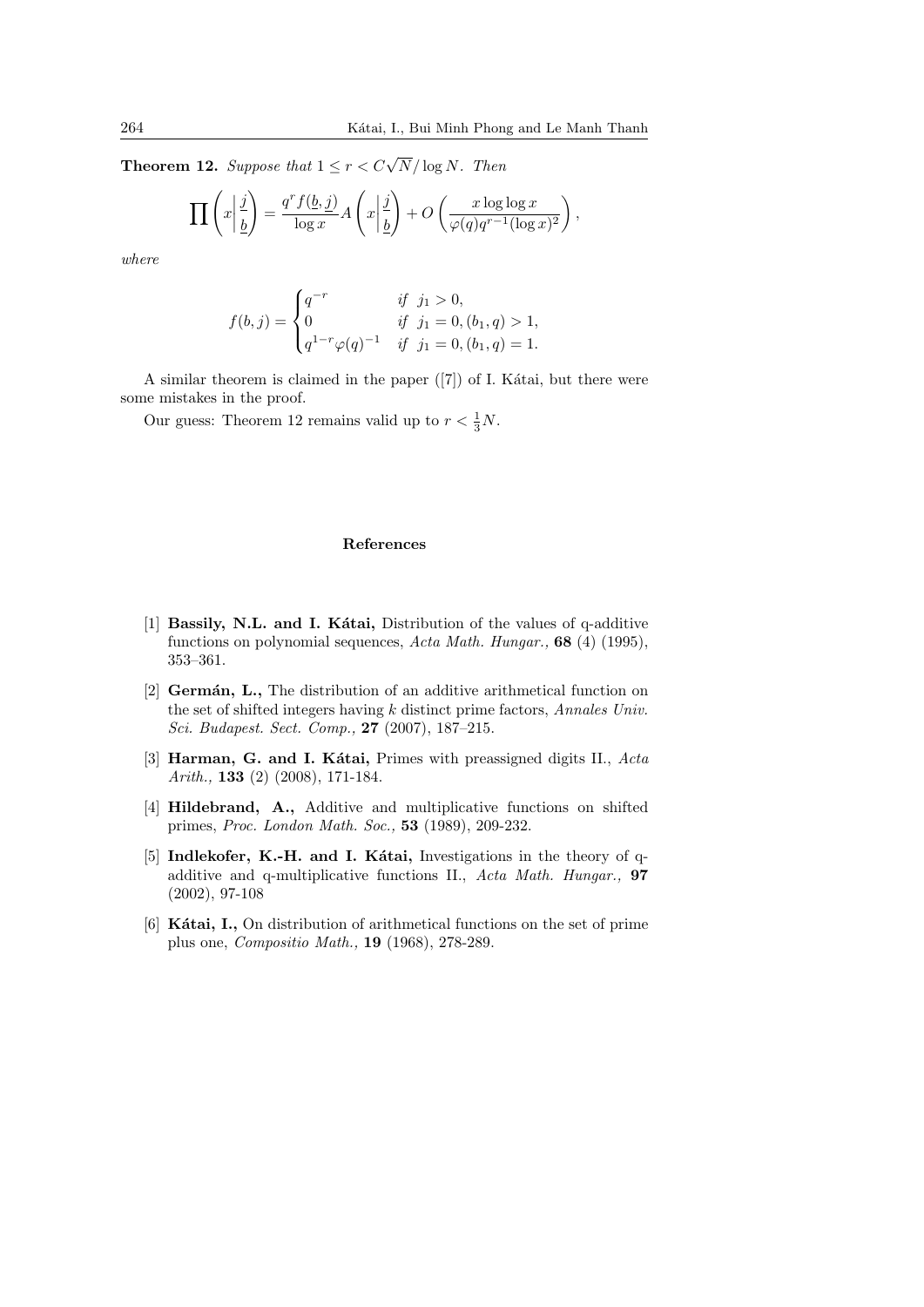**Theorem 12.** *Suppose that $1 \le r < C\sqrt{N}/\log N$. Then*

$$\prod\left(x \middle| \frac{j}{\underline{b}}\right) = \frac{q^r f(\underline{b}, \underline{j})}{\log x} A\left(x \middle| \frac{j}{\underline{b}}\right) + O\left(\frac{x \log\log x}{\varphi(q) q^{r-1} (\log x)^2}\right),$$

*where*

$$f(b, j) = \begin{cases} q^{-r} & \text{if } \ j_1 > 0, \\ 0 & \text{if } \ j_1 = 0, (b_1, q) > 1, \\ q^{1-r}\varphi(q)^{-1} & \text{if } \ j_1 = 0, (b_1, q) = 1. \end{cases}$$

A similar theorem is claimed in the paper ([7]) of I. Kátai, but there were some mistakes in the proof.

Our guess: Theorem 12 remains valid up to $r < \frac{1}{3}N$.

## References

[1] **Bassily, N.L. and I. Kátai,** Distribution of the values of q-additive functions on polynomial sequences, *Acta Math. Hungar.,* **68** (4) (1995), 353–361.

[2] **Germán, L.,** The distribution of an additive arithmetical function on the set of shifted integers having $k$ distinct prime factors, *Annales Univ. Sci. Budapest. Sect. Comp.,* **27** (2007), 187–215.

[3] **Harman, G. and I. Kátai,** Primes with preassigned digits II., *Acta Arith.,* **133** (2) (2008), 171-184.

[4] **Hildebrand, A.,** Additive and multiplicative functions on shifted primes, *Proc. London Math. Soc.,* **53** (1989), 209-232.

[5] **Indlekofer, K.-H. and I. Kátai,** Investigations in the theory of q-additive and q-multiplicative functions II., *Acta Math. Hungar.,* **97** (2002), 97-108

[6] **Kátai, I.,** On distribution of arithmetical functions on the set of prime plus one, *Compositio Math.,* **19** (1968), 278-289.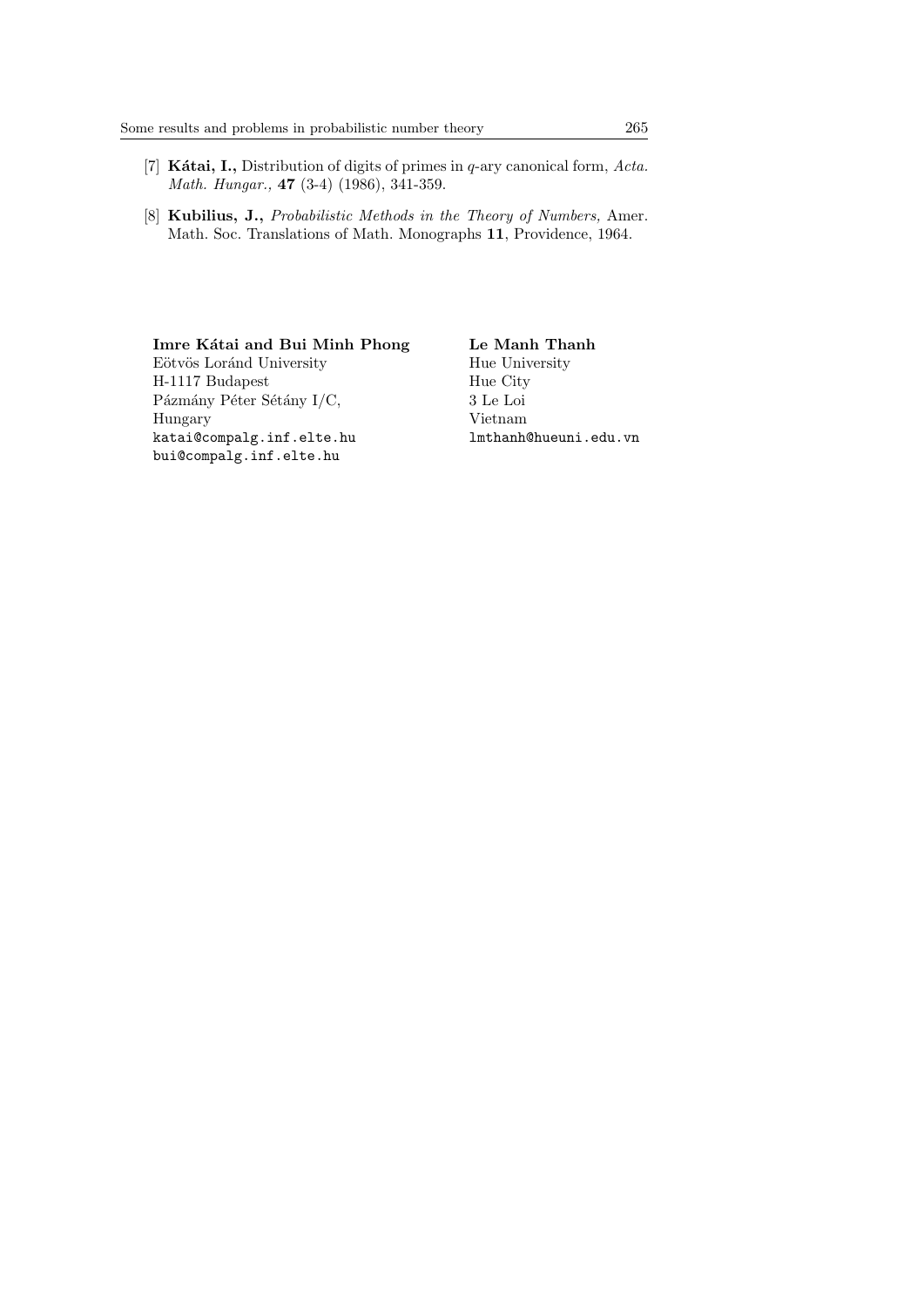[7] **Kátai, I.,** Distribution of digits of primes in $q$-ary canonical form, *Acta. Math. Hungar.,* **47** (3-4) (1986), 341-359.

[8] **Kubilius, J.,** *Probabilistic Methods in the Theory of Numbers,* Amer. Math. Soc. Translations of Math. Monographs **11**, Providence, 1964.

**Imre Kátai and Bui Minh Phong**
Eötvös Loránd University
H-1117 Budapest
Pázmány Péter Sétány I/C,
Hungary
katai@compalg.inf.elte.hu
bui@compalg.inf.elte.hu

**Le Manh Thanh**
Hue University
Hue City
3 Le Loi
Vietnam
lmthanh@hueuni.edu.vn